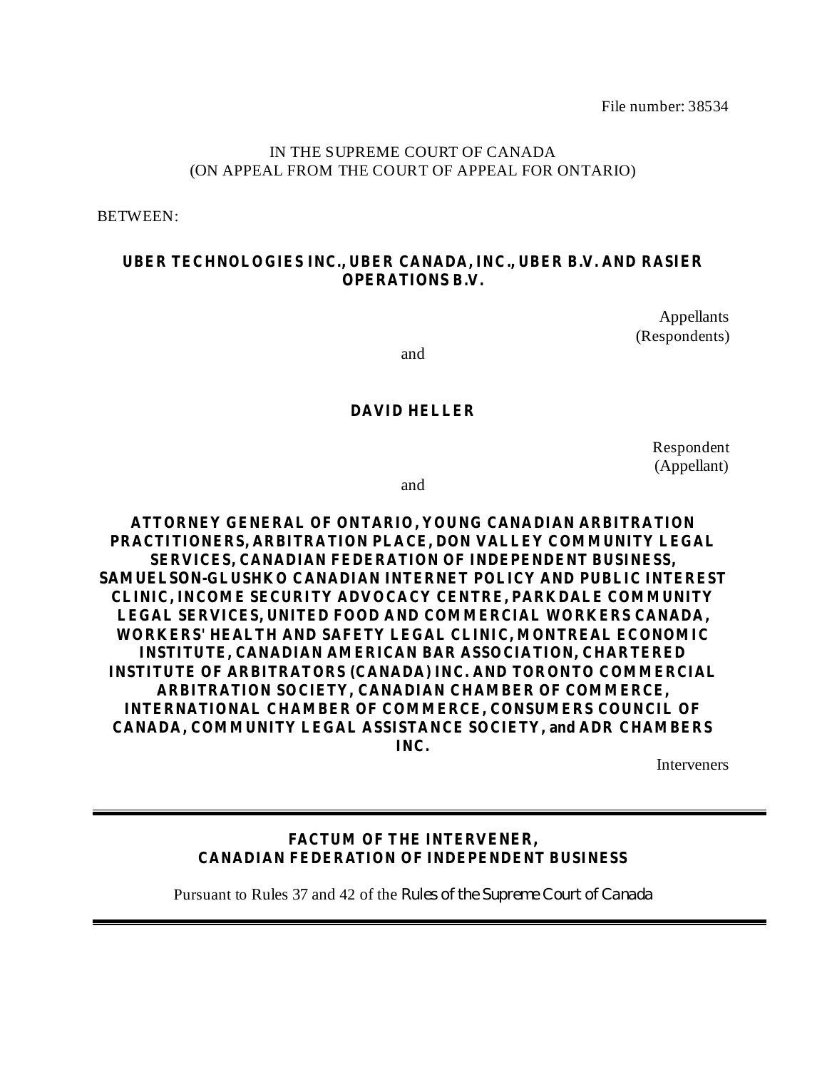File number: 38534

IN THE SUPREME COURT OF CANADA
(ON APPEAL FROM THE COURT OF APPEAL FOR ONTARIO)

BETWEEN:

**UBER TECHNOLOGIES INC., UBER CANADA, INC., UBER B.V. AND RASIER OPERATIONS B.V.**

Appellants
(Respondents)

and

**DAVID HELLER**

Respondent
(Appellant)

and

**ATTORNEY GENERAL OF ONTARIO, YOUNG CANADIAN ARBITRATION PRACTITIONERS, ARBITRATION PLACE, DON VALLEY COMMUNITY LEGAL SERVICES, CANADIAN FEDERATION OF INDEPENDENT BUSINESS, SAMUELSON-GLUSHKO CANADIAN INTERNET POLICY AND PUBLIC INTEREST CLINIC, INCOME SECURITY ADVOCACY CENTRE, PARKDALE COMMUNITY LEGAL SERVICES, UNITED FOOD AND COMMERCIAL WORKERS CANADA, WORKERS' HEALTH AND SAFETY LEGAL CLINIC, MONTREAL ECONOMIC INSTITUTE, CANADIAN AMERICAN BAR ASSOCIATION, CHARTERED INSTITUTE OF ARBITRATORS (CANADA) INC. AND TORONTO COMMERCIAL ARBITRATION SOCIETY, CANADIAN CHAMBER OF COMMERCE, INTERNATIONAL CHAMBER OF COMMERCE, CONSUMERS COUNCIL OF CANADA, COMMUNITY LEGAL ASSISTANCE SOCIETY, and ADR CHAMBERS INC.**

Interveners

---

**FACTUM OF THE INTERVENER,**
**CANADIAN FEDERATION OF INDEPENDENT BUSINESS**

Pursuant to Rules 37 and 42 of the *Rules of the Supreme Court of Canada*

---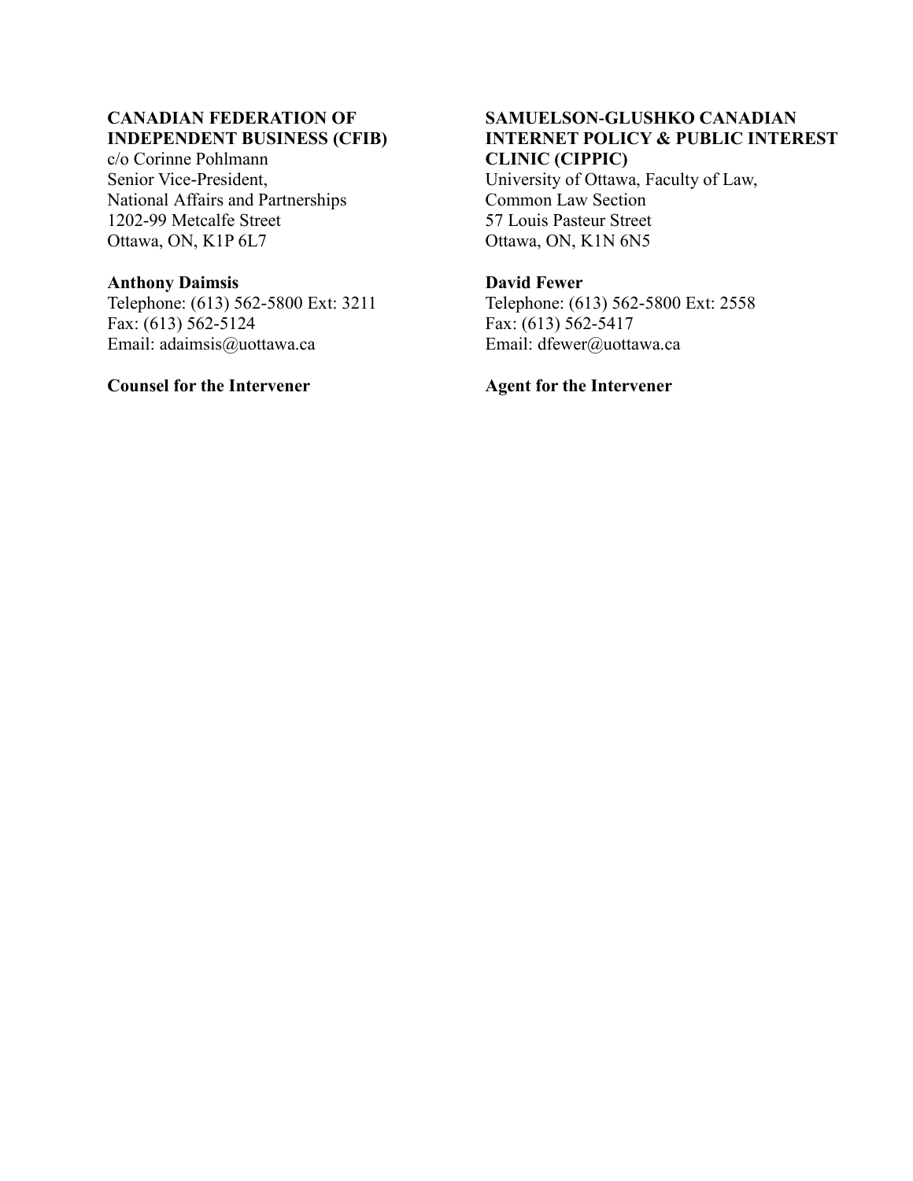**CANADIAN FEDERATION OF INDEPENDENT BUSINESS (CFIB)**
c/o Corinne Pohlmann
Senior Vice-President,
National Affairs and Partnerships
1202-99 Metcalfe Street
Ottawa, ON, K1P 6L7

**Anthony Daimsis**
Telephone: (613) 562-5800 Ext: 3211
Fax: (613) 562-5124
Email: adaimsis@uottawa.ca

**Counsel for the Intervener**

**SAMUELSON-GLUSHKO CANADIAN INTERNET POLICY & PUBLIC INTEREST CLINIC (CIPPIC)**
University of Ottawa, Faculty of Law,
Common Law Section
57 Louis Pasteur Street
Ottawa, ON, K1N 6N5

**David Fewer**
Telephone: (613) 562-5800 Ext: 2558
Fax: (613) 562-5417
Email: dfewer@uottawa.ca

**Agent for the Intervener**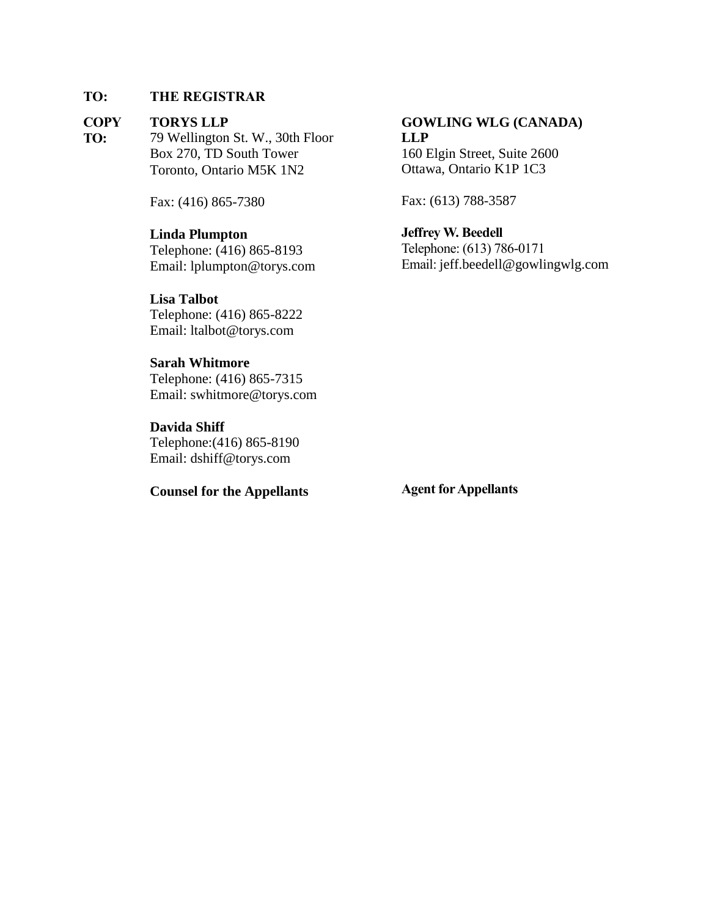**TO:** **THE REGISTRAR**

**COPY TO:**

**TORYS LLP**
79 Wellington St. W., 30th Floor
Box 270, TD South Tower
Toronto, Ontario M5K 1N2

Fax: (416) 865-7380

**Linda Plumpton**
Telephone: (416) 865-8193
Email: lplumpton@torys.com

**Lisa Talbot**
Telephone: (416) 865-8222
Email: ltalbot@torys.com

**Sarah Whitmore**
Telephone: (416) 865-7315
Email: swhitmore@torys.com

**Davida Shiff**
Telephone:(416) 865-8190
Email: dshiff@torys.com

**Counsel for the Appellants**

**GOWLING WLG (CANADA) LLP**
160 Elgin Street, Suite 2600
Ottawa, Ontario K1P 1C3

Fax: (613) 788-3587

**Jeffrey W. Beedell**
Telephone: (613) 786-0171
Email: jeff.beedell@gowlingwlg.com

**Agent for Appellants**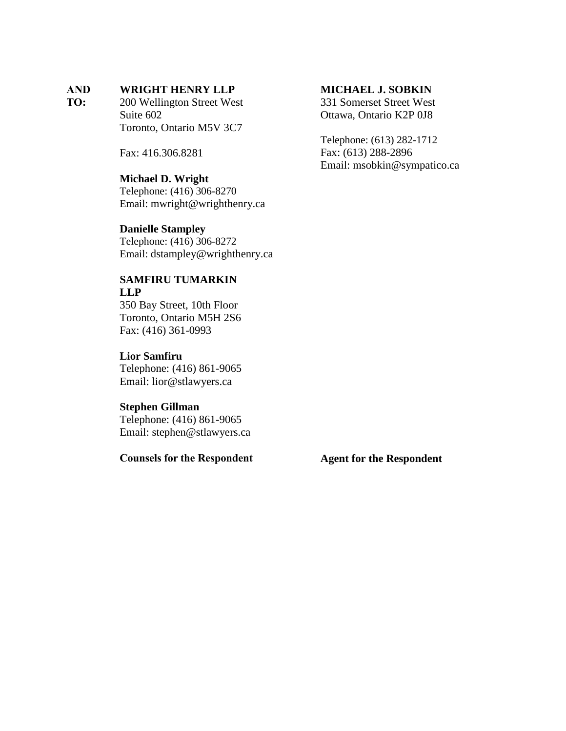**AND TO:**

**WRIGHT HENRY LLP**
200 Wellington Street West
Suite 602
Toronto, Ontario M5V 3C7

Fax: 416.306.8281

**Michael D. Wright**
Telephone: (416) 306-8270
Email: mwright@wrighthenry.ca

**Danielle Stampley**
Telephone: (416) 306-8272
Email: dstampley@wrighthenry.ca

**SAMFIRU TUMARKIN LLP**
350 Bay Street, 10th Floor
Toronto, Ontario M5H 2S6
Fax: (416) 361-0993

**Lior Samfiru**
Telephone: (416) 861-9065
Email: lior@stlawyers.ca

**Stephen Gillman**
Telephone: (416) 861-9065
Email: stephen@stlawyers.ca

**Counsels for the Respondent**

**MICHAEL J. SOBKIN**
331 Somerset Street West
Ottawa, Ontario K2P 0J8

Telephone: (613) 282-1712
Fax: (613) 288-2896
Email: msobkin@sympatico.ca

**Agent for the Respondent**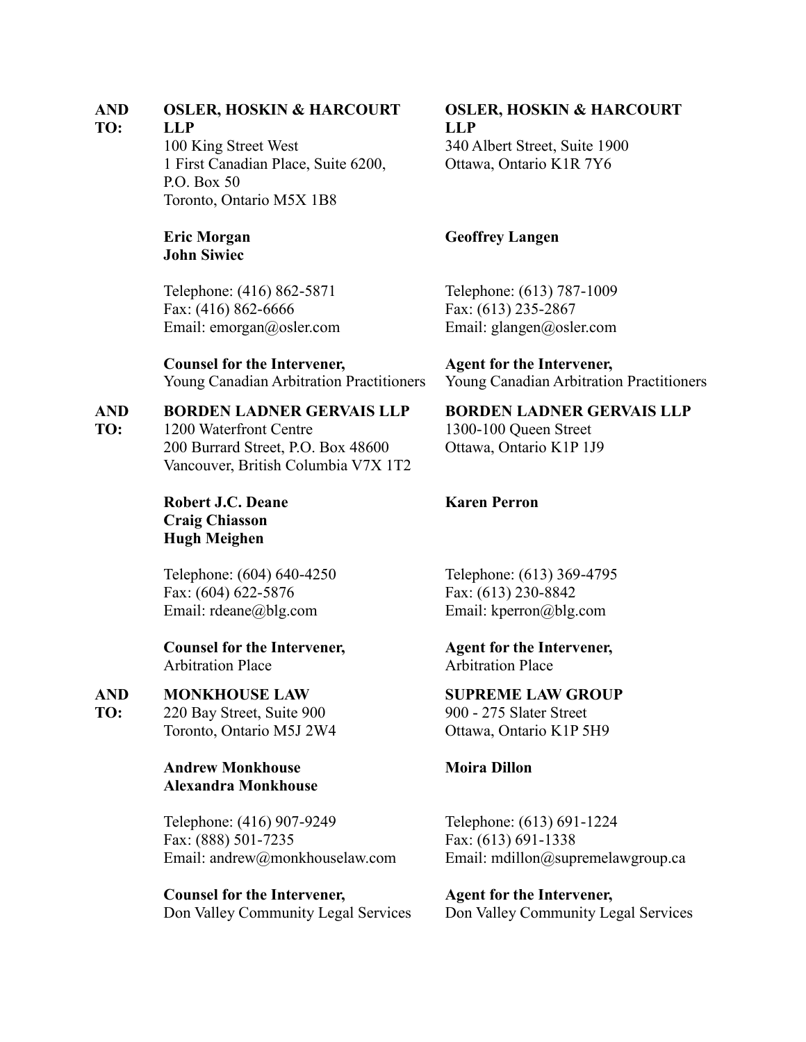**AND TO:** **OSLER, HOSKIN & HARCOURT LLP**
100 King Street West
1 First Canadian Place, Suite 6200,
P.O. Box 50
Toronto, Ontario M5X 1B8

**Eric Morgan**
**John Siwiec**

Telephone: (416) 862-5871
Fax: (416) 862-6666
Email: emorgan@osler.com

**Counsel for the Intervener,**
Young Canadian Arbitration Practitioners

**OSLER, HOSKIN & HARCOURT LLP**
340 Albert Street, Suite 1900
Ottawa, Ontario K1R 7Y6

**Geoffrey Langen**

Telephone: (613) 787-1009
Fax: (613) 235-2867
Email: glangen@osler.com

**Agent for the Intervener,**
Young Canadian Arbitration Practitioners

**AND TO:** **BORDEN LADNER GERVAIS LLP**
1200 Waterfront Centre
200 Burrard Street, P.O. Box 48600
Vancouver, British Columbia V7X 1T2

**Robert J.C. Deane**
**Craig Chiasson**
**Hugh Meighen**

Telephone: (604) 640-4250
Fax: (604) 622-5876
Email: rdeane@blg.com

**Counsel for the Intervener,**
Arbitration Place

**BORDEN LADNER GERVAIS LLP**
1300-100 Queen Street
Ottawa, Ontario K1P 1J9

**Karen Perron**

Telephone: (613) 369-4795
Fax: (613) 230-8842
Email: kperron@blg.com

**Agent for the Intervener,**
Arbitration Place

**AND TO:** **MONKHOUSE LAW**
220 Bay Street, Suite 900
Toronto, Ontario M5J 2W4

**Andrew Monkhouse**
**Alexandra Monkhouse**

Telephone: (416) 907-9249
Fax: (888) 501-7235
Email: andrew@monkhouselaw.com

**Counsel for the Intervener,**
Don Valley Community Legal Services

**SUPREME LAW GROUP**
900 - 275 Slater Street
Ottawa, Ontario K1P 5H9

**Moira Dillon**

Telephone: (613) 691-1224
Fax: (613) 691-1338
Email: mdillon@supremelawgroup.ca

**Agent for the Intervener,**
Don Valley Community Legal Services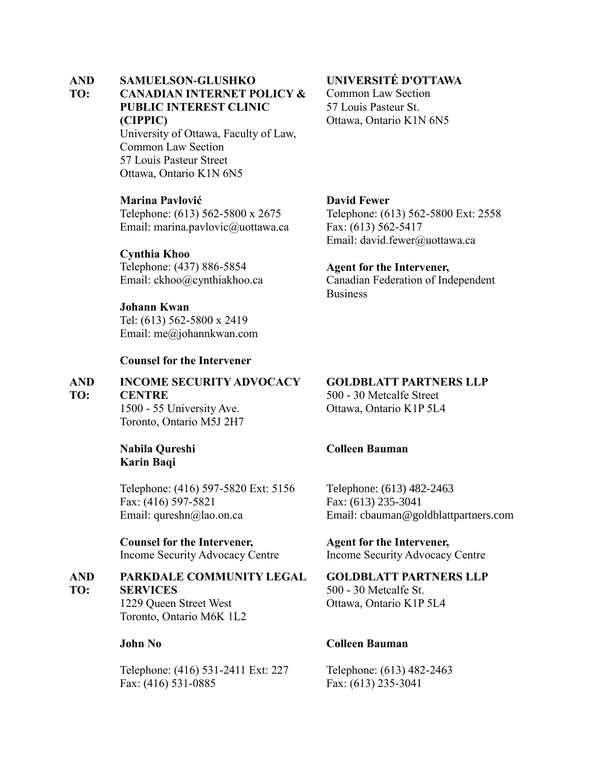**AND TO:**

**SAMUELSON-GLUSHKO CANADIAN INTERNET POLICY & PUBLIC INTEREST CLINIC (CIPPIC)**
University of Ottawa, Faculty of Law, Common Law Section
57 Louis Pasteur Street
Ottawa, Ontario K1N 6N5

**Marina Pavlović**
Telephone: (613) 562-5800 x 2675
Email: marina.pavlovic@uottawa.ca

**Cynthia Khoo**
Telephone: (437) 886-5854
Email: ckhoo@cynthiakhoo.ca

**Johann Kwan**
Tel: (613) 562-5800 x 2419
Email: me@johannkwan.com

**Counsel for the Intervener**

**UNIVERSITÉ D'OTTAWA**
Common Law Section
57 Louis Pasteur St.
Ottawa, Ontario K1N 6N5

**David Fewer**
Telephone: (613) 562-5800 Ext: 2558
Fax: (613) 562-5417
Email: david.fewer@uottawa.ca

**Agent for the Intervener,**
Canadian Federation of Independent Business

**AND TO:**

**INCOME SECURITY ADVOCACY CENTRE**
1500 - 55 University Ave.
Toronto, Ontario M5J 2H7

**Nabila Qureshi**
**Karin Baqi**

Telephone: (416) 597-5820 Ext: 5156
Fax: (416) 597-5821
Email: qureshn@lao.on.ca

**Counsel for the Intervener,**
Income Security Advocacy Centre

**GOLDBLATT PARTNERS LLP**
500 - 30 Metcalfe Street
Ottawa, Ontario K1P 5L4

**Colleen Bauman**

Telephone: (613) 482-2463
Fax: (613) 235-3041
Email: cbauman@goldblattpartners.com

**Agent for the Intervener,**
Income Security Advocacy Centre

**AND TO:**

**PARKDALE COMMUNITY LEGAL SERVICES**
1229 Queen Street West
Toronto, Ontario M6K 1L2

**John No**

Telephone: (416) 531-2411 Ext: 227
Fax: (416) 531-0885

**GOLDBLATT PARTNERS LLP**
500 - 30 Metcalfe St.
Ottawa, Ontario K1P 5L4

**Colleen Bauman**

Telephone: (613) 482-2463
Fax: (613) 235-3041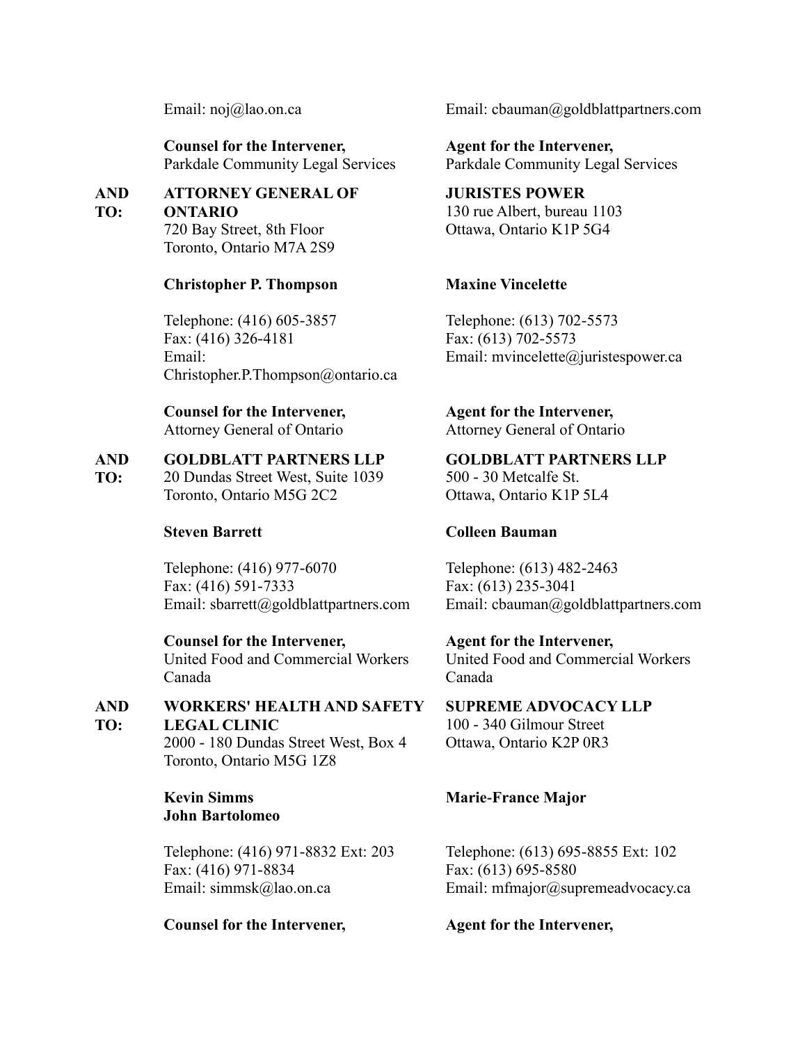| | | |
|---|---|---|
| | Email: noj@lao.on.ca | Email: cbauman@goldblattpartners.com |
| | **Counsel for the Intervener,** Parkdale Community Legal Services | **Agent for the Intervener,** Parkdale Community Legal Services |
| **AND TO:** | **ATTORNEY GENERAL OF ONTARIO** 720 Bay Street, 8th Floor Toronto, Ontario M7A 2S9 | **JURISTES POWER** 130 rue Albert, bureau 1103 Ottawa, Ontario K1P 5G4 |
| | **Christopher P. Thompson** | **Maxine Vincelette** |
| | Telephone: (416) 605-3857 Fax: (416) 326-4181 Email: Christopher.P.Thompson@ontario.ca | Telephone: (613) 702-5573 Fax: (613) 702-5573 Email: mvincelette@juristespower.ca |
| | **Counsel for the Intervener,** Attorney General of Ontario | **Agent for the Intervener,** Attorney General of Ontario |
| **AND TO:** | **GOLDBLATT PARTNERS LLP** 20 Dundas Street West, Suite 1039 Toronto, Ontario M5G 2C2 | **GOLDBLATT PARTNERS LLP** 500 - 30 Metcalfe St. Ottawa, Ontario K1P 5L4 |
| | **Steven Barrett** | **Colleen Bauman** |
| | Telephone: (416) 977-6070 Fax: (416) 591-7333 Email: sbarrett@goldblattpartners.com | Telephone: (613) 482-2463 Fax: (613) 235-3041 Email: cbauman@goldblattpartners.com |
| | **Counsel for the Intervener,** United Food and Commercial Workers Canada | **Agent for the Intervener,** United Food and Commercial Workers Canada |
| **AND TO:** | **WORKERS' HEALTH AND SAFETY LEGAL CLINIC** 2000 - 180 Dundas Street West, Box 4 Toronto, Ontario M5G 1Z8 | **SUPREME ADVOCACY LLP** 100 - 340 Gilmour Street Ottawa, Ontario K2P 0R3 |
| | **Kevin Simms** **John Bartolomeo** | **Marie-France Major** |
| | Telephone: (416) 971-8832 Ext: 203 Fax: (416) 971-8834 Email: simmsk@lao.on.ca | Telephone: (613) 695-8855 Ext: 102 Fax: (613) 695-8580 Email: mfmajor@supremeadvocacy.ca |
| | **Counsel for the Intervener,** | **Agent for the Intervener,** |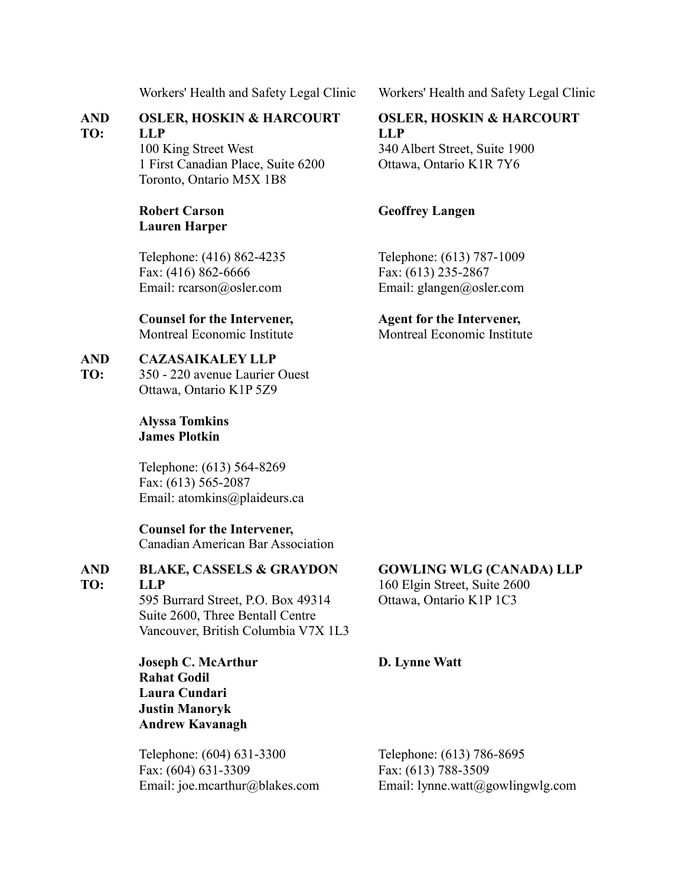Workers' Health and Safety Legal Clinic

Workers' Health and Safety Legal Clinic

**AND TO:**

**OSLER, HOSKIN & HARCOURT LLP**
100 King Street West
1 First Canadian Place, Suite 6200
Toronto, Ontario M5X 1B8

**Robert Carson**
**Lauren Harper**

Telephone: (416) 862-4235
Fax: (416) 862-6666
Email: rcarson@osler.com

**Counsel for the Intervener,**
Montreal Economic Institute

**OSLER, HOSKIN & HARCOURT LLP**
340 Albert Street, Suite 1900
Ottawa, Ontario K1R 7Y6

**Geoffrey Langen**

Telephone: (613) 787-1009
Fax: (613) 235-2867
Email: glangen@osler.com

**Agent for the Intervener,**
Montreal Economic Institute

**AND TO:**

**CAZASAIKALEY LLP**
350 - 220 avenue Laurier Ouest
Ottawa, Ontario K1P 5Z9

**Alyssa Tomkins**
**James Plotkin**

Telephone: (613) 564-8269
Fax: (613) 565-2087
Email: atomkins@plaideurs.ca

**Counsel for the Intervener,**
Canadian American Bar Association

**AND TO:**

**BLAKE, CASSELS & GRAYDON LLP**
595 Burrard Street, P.O. Box 49314
Suite 2600, Three Bentall Centre
Vancouver, British Columbia V7X 1L3

**Joseph C. McArthur**
**Rahat Godil**
**Laura Cundari**
**Justin Manoryk**
**Andrew Kavanagh**

Telephone: (604) 631-3300
Fax: (604) 631-3309
Email: joe.mcarthur@blakes.com

**GOWLING WLG (CANADA) LLP**
160 Elgin Street, Suite 2600
Ottawa, Ontario K1P 1C3

**D. Lynne Watt**

Telephone: (613) 786-8695
Fax: (613) 788-3509
Email: lynne.watt@gowlingwlg.com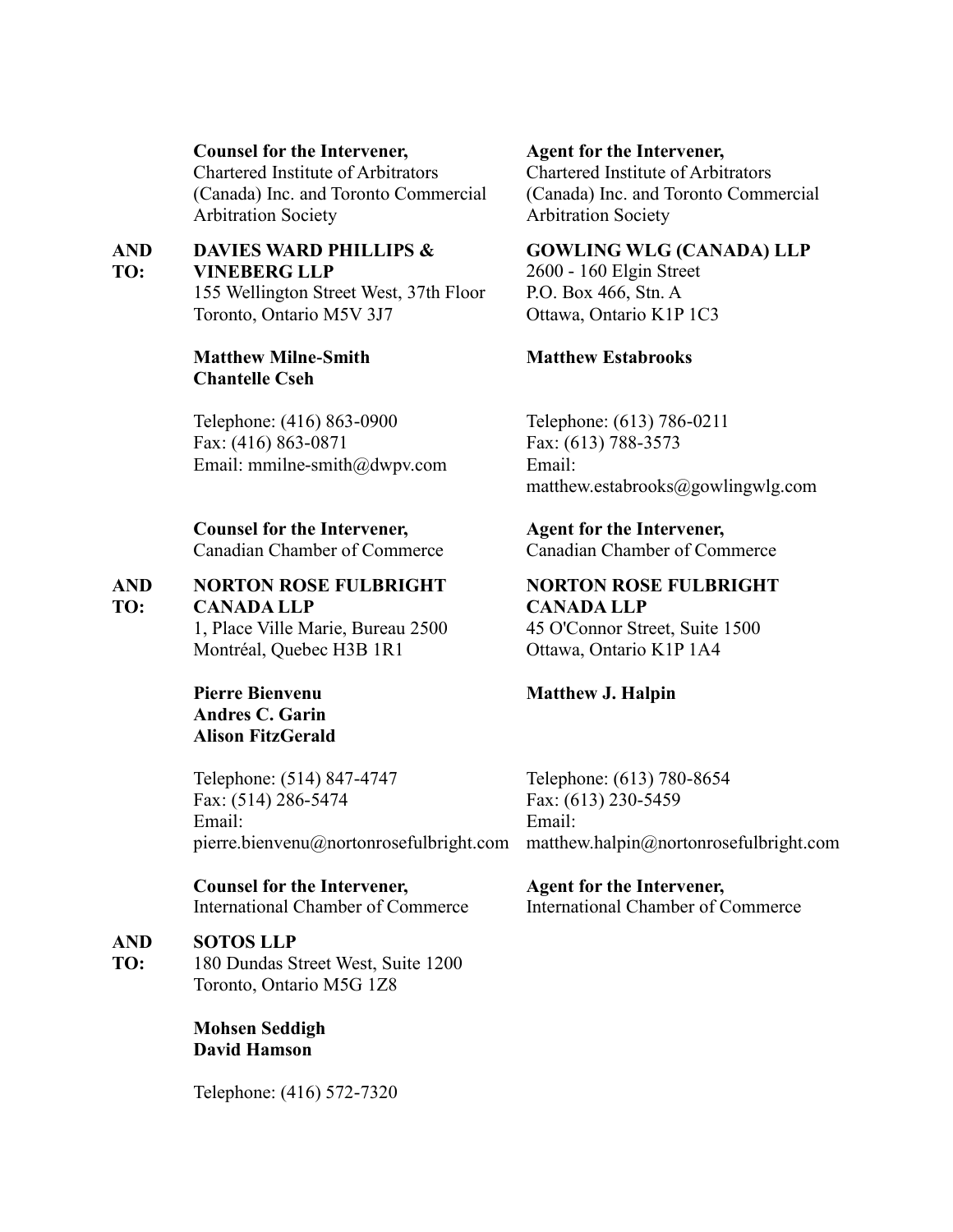**Counsel for the Intervener,**
Chartered Institute of Arbitrators (Canada) Inc. and Toronto Commercial Arbitration Society

**Agent for the Intervener,**
Chartered Institute of Arbitrators (Canada) Inc. and Toronto Commercial Arbitration Society

**AND TO:**

**DAVIES WARD PHILLIPS & VINEBERG LLP**
155 Wellington Street West, 37th Floor
Toronto, Ontario M5V 3J7

**Matthew Milne-Smith**
**Chantelle Cseh**

Telephone: (416) 863-0900
Fax: (416) 863-0871
Email: mmilne-smith@dwpv.com

**Counsel for the Intervener,**
Canadian Chamber of Commerce

**GOWLING WLG (CANADA) LLP**
2600 - 160 Elgin Street
P.O. Box 466, Stn. A
Ottawa, Ontario K1P 1C3

**Matthew Estabrooks**

Telephone: (613) 786-0211
Fax: (613) 788-3573
Email: matthew.estabrooks@gowlingwlg.com

**Agent for the Intervener,**
Canadian Chamber of Commerce

**AND TO:**

**NORTON ROSE FULBRIGHT CANADA LLP**
1, Place Ville Marie, Bureau 2500
Montréal, Quebec H3B 1R1

**Pierre Bienvenu**
**Andres C. Garin**
**Alison FitzGerald**

Telephone: (514) 847-4747
Fax: (514) 286-5474
Email: pierre.bienvenu@nortonrosefulbright.com

**Counsel for the Intervener,**
International Chamber of Commerce

**NORTON ROSE FULBRIGHT CANADA LLP**
45 O'Connor Street, Suite 1500
Ottawa, Ontario K1P 1A4

**Matthew J. Halpin**

Telephone: (613) 780-8654
Fax: (613) 230-5459
Email: matthew.halpin@nortonrosefulbright.com

**Agent for the Intervener,**
International Chamber of Commerce

**AND TO:**

**SOTOS LLP**
180 Dundas Street West, Suite 1200
Toronto, Ontario M5G 1Z8

**Mohsen Seddigh**
**David Hamson**

Telephone: (416) 572-7320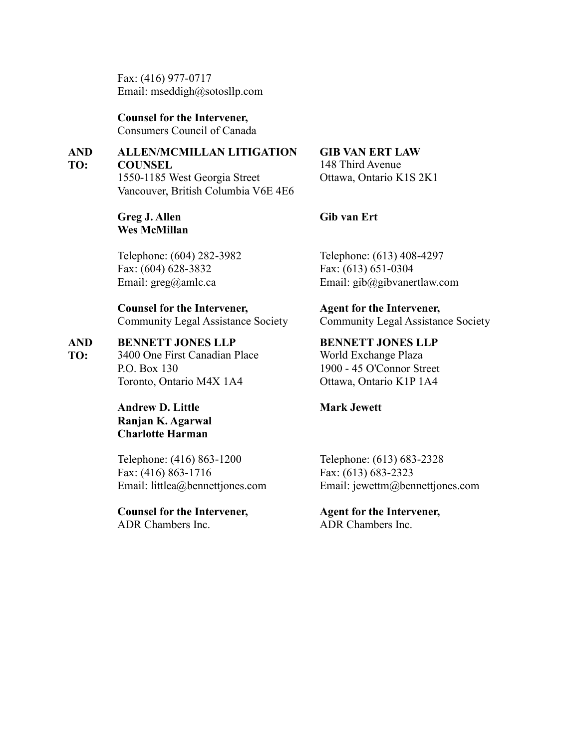Fax: (416) 977-0717
Email: mseddigh@sotosllp.com

**Counsel for the Intervener,**
Consumers Council of Canada

**AND TO:**

**ALLEN/MCMILLAN LITIGATION COUNSEL**
1550-1185 West Georgia Street
Vancouver, British Columbia V6E 4E6

**Greg J. Allen**
**Wes McMillan**

Telephone: (604) 282-3982
Fax: (604) 628-3832
Email: greg@amlc.ca

**Counsel for the Intervener,**
Community Legal Assistance Society

**GIB VAN ERT LAW**
148 Third Avenue
Ottawa, Ontario K1S 2K1

**Gib van Ert**

Telephone: (613) 408-4297
Fax: (613) 651-0304
Email: gib@gibvanertlaw.com

**Agent for the Intervener,**
Community Legal Assistance Society

**AND TO:**

**BENNETT JONES LLP**
3400 One First Canadian Place
P.O. Box 130
Toronto, Ontario M4X 1A4

**Andrew D. Little**
**Ranjan K. Agarwal**
**Charlotte Harman**

Telephone: (416) 863-1200
Fax: (416) 863-1716
Email: littlea@bennettjones.com

**Counsel for the Intervener,**
ADR Chambers Inc.

**BENNETT JONES LLP**
World Exchange Plaza
1900 - 45 O'Connor Street
Ottawa, Ontario K1P 1A4

**Mark Jewett**

Telephone: (613) 683-2328
Fax: (613) 683-2323
Email: jewettm@bennettjones.com

**Agent for the Intervener,**
ADR Chambers Inc.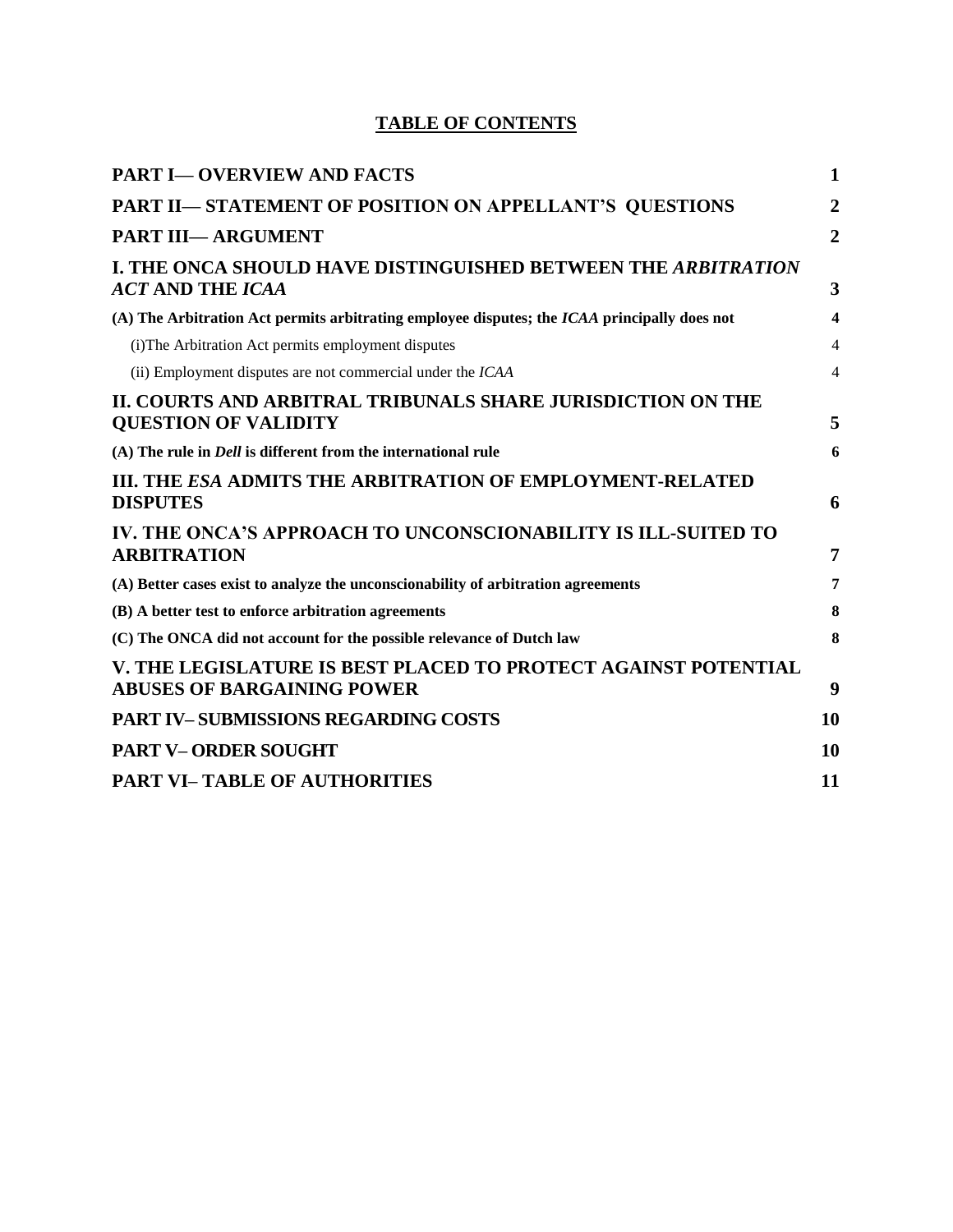## TABLE OF CONTENTS

| | |
|---|---|
| **PART I— OVERVIEW AND FACTS** | **1** |
| **PART II— STATEMENT OF POSITION ON APPELLANT'S QUESTIONS** | **2** |
| **PART III— ARGUMENT** | **2** |
| **I. THE ONCA SHOULD HAVE DISTINGUISHED BETWEEN THE *ARBITRATION ACT* AND THE *ICAA*** | **3** |
| **(A) The Arbitration Act permits arbitrating employee disputes; the *ICAA* principally does not** | **4** |
| (i)The Arbitration Act permits employment disputes | 4 |
| (ii) Employment disputes are not commercial under the *ICAA* | 4 |
| **II. COURTS AND ARBITRAL TRIBUNALS SHARE JURISDICTION ON THE QUESTION OF VALIDITY** | **5** |
| **(A) The rule in *Dell* is different from the international rule** | **6** |
| **III. THE *ESA* ADMITS THE ARBITRATION OF EMPLOYMENT-RELATED DISPUTES** | **6** |
| **IV. THE ONCA'S APPROACH TO UNCONSCIONABILITY IS ILL-SUITED TO ARBITRATION** | **7** |
| **(A) Better cases exist to analyze the unconscionability of arbitration agreements** | **7** |
| **(B) A better test to enforce arbitration agreements** | **8** |
| **(C) The ONCA did not account for the possible relevance of Dutch law** | **8** |
| **V. THE LEGISLATURE IS BEST PLACED TO PROTECT AGAINST POTENTIAL ABUSES OF BARGAINING POWER** | **9** |
| **PART IV– SUBMISSIONS REGARDING COSTS** | **10** |
| **PART V– ORDER SOUGHT** | **10** |
| **PART VI– TABLE OF AUTHORITIES** | **11** |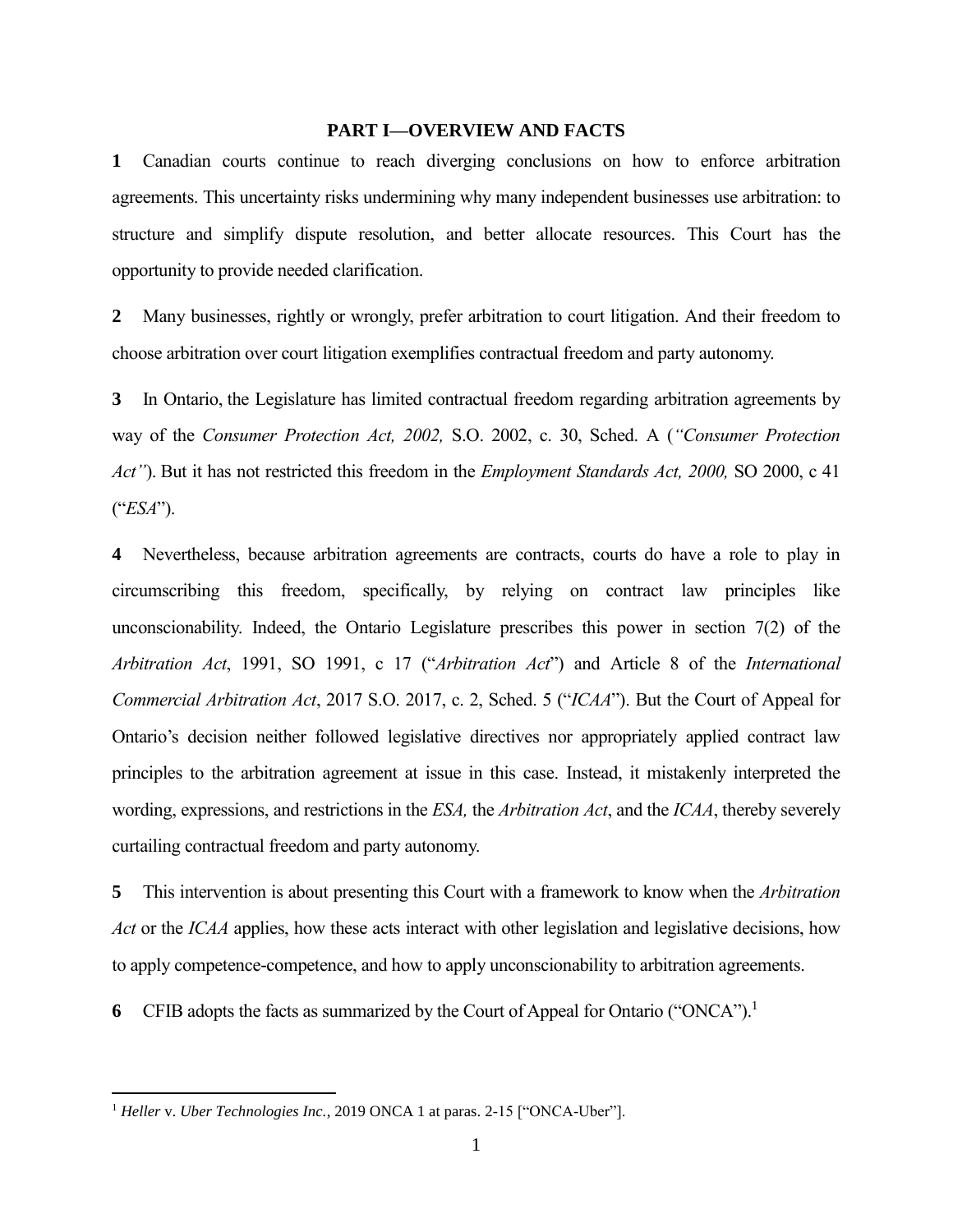## PART I—OVERVIEW AND FACTS

**1** Canadian courts continue to reach diverging conclusions on how to enforce arbitration agreements. This uncertainty risks undermining why many independent businesses use arbitration: to structure and simplify dispute resolution, and better allocate resources. This Court has the opportunity to provide needed clarification.

**2** Many businesses, rightly or wrongly, prefer arbitration to court litigation. And their freedom to choose arbitration over court litigation exemplifies contractual freedom and party autonomy.

**3** In Ontario, the Legislature has limited contractual freedom regarding arbitration agreements by way of the *Consumer Protection Act, 2002,* S.O. 2002, c. 30, Sched. A (*"Consumer Protection Act"*). But it has not restricted this freedom in the *Employment Standards Act, 2000,* SO 2000, c 41 ("*ESA*").

**4** Nevertheless, because arbitration agreements are contracts, courts do have a role to play in circumscribing this freedom, specifically, by relying on contract law principles like unconscionability. Indeed, the Ontario Legislature prescribes this power in section 7(2) of the *Arbitration Act*, 1991, SO 1991, c 17 ("*Arbitration Act*") and Article 8 of the *International Commercial Arbitration Act*, 2017 S.O. 2017, c. 2, Sched. 5 ("*ICAA*"). But the Court of Appeal for Ontario's decision neither followed legislative directives nor appropriately applied contract law principles to the arbitration agreement at issue in this case. Instead, it mistakenly interpreted the wording, expressions, and restrictions in the *ESA,* the *Arbitration Act*, and the *ICAA*, thereby severely curtailing contractual freedom and party autonomy.

**5** This intervention is about presenting this Court with a framework to know when the *Arbitration Act* or the *ICAA* applies, how these acts interact with other legislation and legislative decisions, how to apply competence-competence, and how to apply unconscionability to arbitration agreements.

**6** CFIB adopts the facts as summarized by the Court of Appeal for Ontario ("ONCA").[1]

---

[1] *Heller* v. *Uber Technologies Inc.*, 2019 ONCA 1 at paras. 2-15 ["ONCA-Uber"].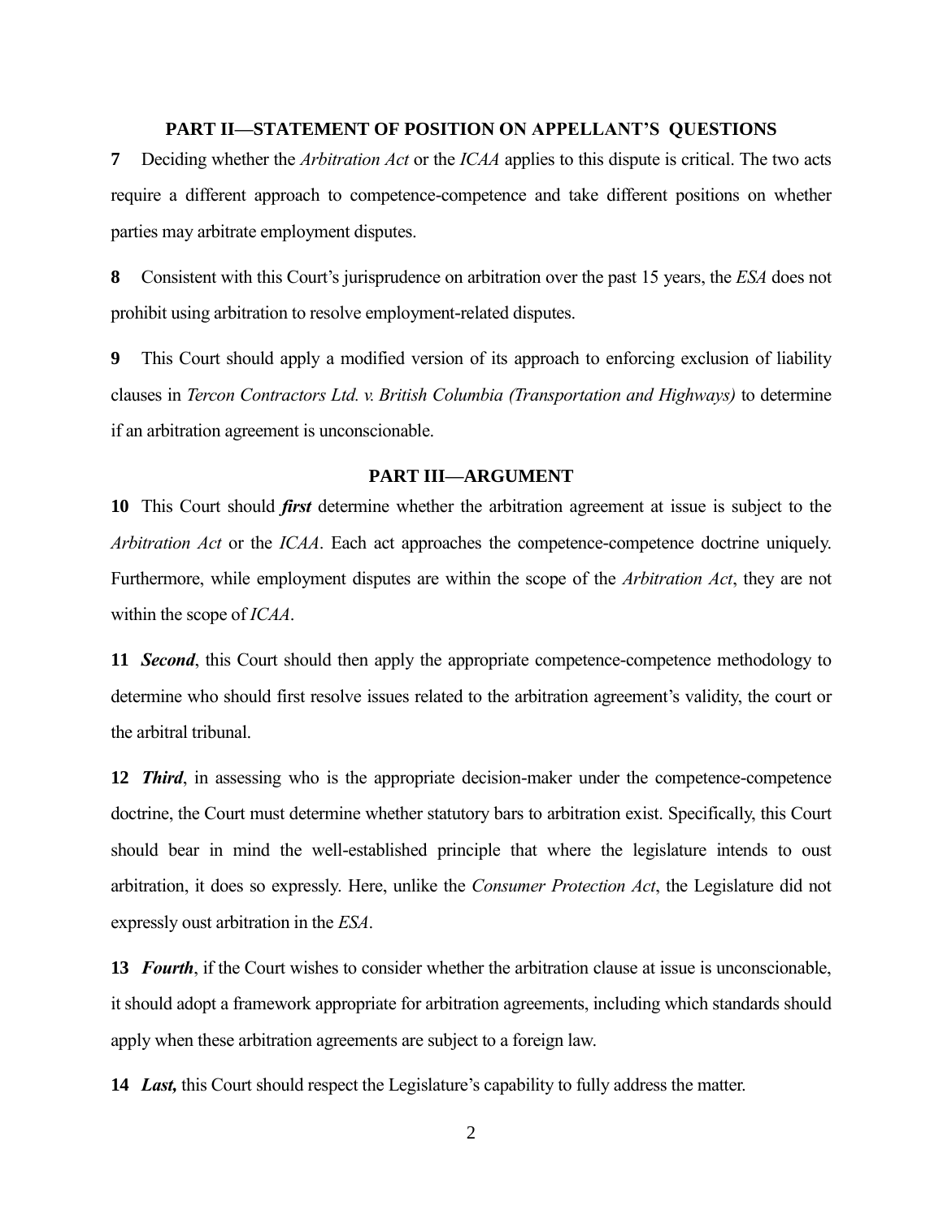## PART II—STATEMENT OF POSITION ON APPELLANT'S QUESTIONS

**7** Deciding whether the *Arbitration Act* or the *ICAA* applies to this dispute is critical. The two acts require a different approach to competence-competence and take different positions on whether parties may arbitrate employment disputes.

**8** Consistent with this Court's jurisprudence on arbitration over the past 15 years, the *ESA* does not prohibit using arbitration to resolve employment-related disputes.

**9** This Court should apply a modified version of its approach to enforcing exclusion of liability clauses in *Tercon Contractors Ltd. v. British Columbia (Transportation and Highways)* to determine if an arbitration agreement is unconscionable.

## PART III—ARGUMENT

**10** This Court should ***first*** determine whether the arbitration agreement at issue is subject to the *Arbitration Act* or the *ICAA*. Each act approaches the competence-competence doctrine uniquely. Furthermore, while employment disputes are within the scope of the *Arbitration Act*, they are not within the scope of *ICAA*.

**11** ***Second***, this Court should then apply the appropriate competence-competence methodology to determine who should first resolve issues related to the arbitration agreement's validity, the court or the arbitral tribunal.

**12** ***Third***, in assessing who is the appropriate decision-maker under the competence-competence doctrine, the Court must determine whether statutory bars to arbitration exist. Specifically, this Court should bear in mind the well-established principle that where the legislature intends to oust arbitration, it does so expressly. Here, unlike the *Consumer Protection Act*, the Legislature did not expressly oust arbitration in the *ESA*.

**13** ***Fourth***, if the Court wishes to consider whether the arbitration clause at issue is unconscionable, it should adopt a framework appropriate for arbitration agreements, including which standards should apply when these arbitration agreements are subject to a foreign law.

**14** ***Last,*** this Court should respect the Legislature's capability to fully address the matter.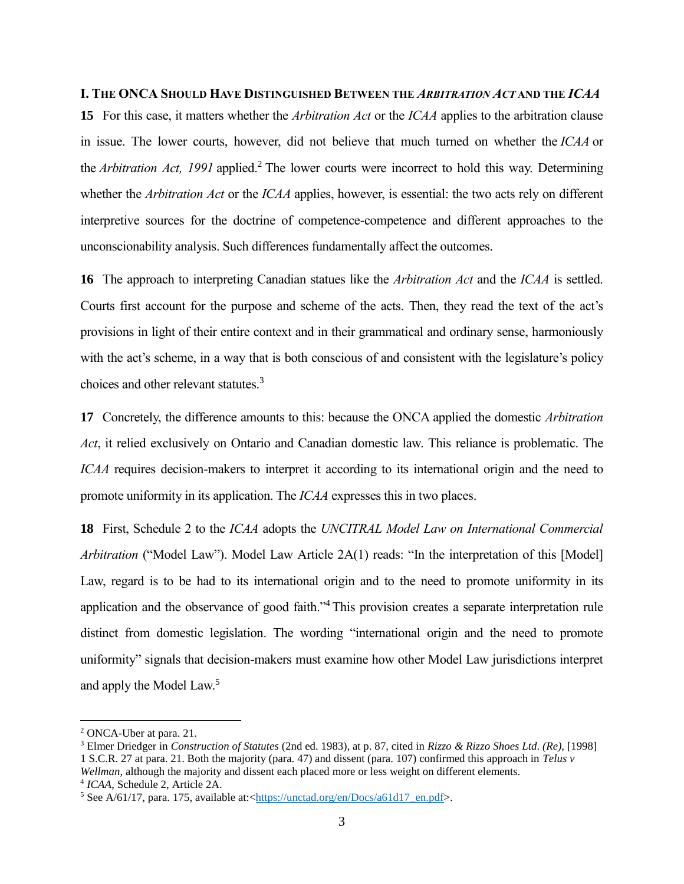## I. The ONCA Should Have Distinguished Between the *Arbitration Act* and the *ICAA*

**15** For this case, it matters whether the *Arbitration Act* or the *ICAA* applies to the arbitration clause in issue. The lower courts, however, did not believe that much turned on whether the *ICAA* or the *Arbitration Act, 1991* applied.[2] The lower courts were incorrect to hold this way. Determining whether the *Arbitration Act* or the *ICAA* applies, however, is essential: the two acts rely on different interpretive sources for the doctrine of competence-competence and different approaches to the unconscionability analysis. Such differences fundamentally affect the outcomes.

**16** The approach to interpreting Canadian statues like the *Arbitration Act* and the *ICAA* is settled. Courts first account for the purpose and scheme of the acts. Then, they read the text of the act's provisions in light of their entire context and in their grammatical and ordinary sense, harmoniously with the act's scheme, in a way that is both conscious of and consistent with the legislature's policy choices and other relevant statutes.[3]

**17** Concretely, the difference amounts to this: because the ONCA applied the domestic *Arbitration Act*, it relied exclusively on Ontario and Canadian domestic law. This reliance is problematic. The *ICAA* requires decision-makers to interpret it according to its international origin and the need to promote uniformity in its application. The *ICAA* expresses this in two places.

**18** First, Schedule 2 to the *ICAA* adopts the *UNCITRAL Model Law on International Commercial Arbitration* ("Model Law"). Model Law Article 2A(1) reads: "In the interpretation of this [Model] Law, regard is to be had to its international origin and to the need to promote uniformity in its application and the observance of good faith."[4] This provision creates a separate interpretation rule distinct from domestic legislation. The wording "international origin and the need to promote uniformity" signals that decision-makers must examine how other Model Law jurisdictions interpret and apply the Model Law.[5]

---

[2] ONCA-Uber at para. 21.

[3] Elmer Driedger in *Construction of Statutes* (2nd ed. 1983), at p. 87, cited in *Rizzo & Rizzo Shoes Ltd. (Re)*, [1998] 1 S.C.R. 27 at para. 21. Both the majority (para. 47) and dissent (para. 107) confirmed this approach in *Telus v Wellman*, although the majority and dissent each placed more or less weight on different elements.

[4] *ICAA*, Schedule 2, Article 2A.

[5] See A/61/17, para. 175, available at:<https://unctad.org/en/Docs/a61d17_en.pdf>.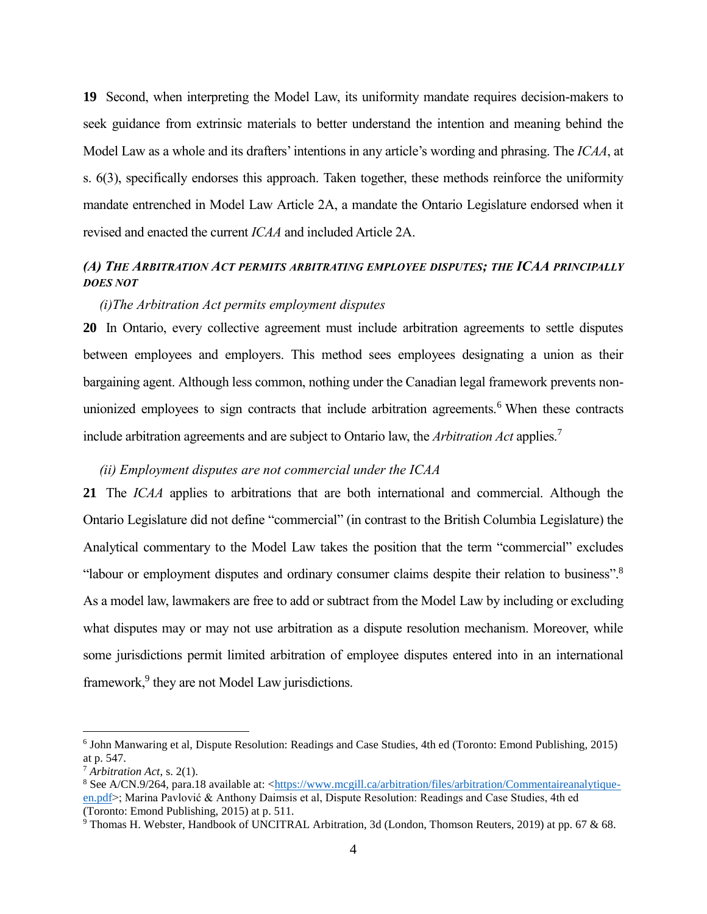**19** Second, when interpreting the Model Law, its uniformity mandate requires decision-makers to seek guidance from extrinsic materials to better understand the intention and meaning behind the Model Law as a whole and its drafters' intentions in any article's wording and phrasing. The *ICAA*, at s. 6(3), specifically endorses this approach. Taken together, these methods reinforce the uniformity mandate entrenched in Model Law Article 2A, a mandate the Ontario Legislature endorsed when it revised and enacted the current *ICAA* and included Article 2A.

### *(A) THE ARBITRATION ACT PERMITS ARBITRATING EMPLOYEE DISPUTES; THE ICAA PRINCIPALLY DOES NOT*

#### *(i)The Arbitration Act permits employment disputes*

**20** In Ontario, every collective agreement must include arbitration agreements to settle disputes between employees and employers. This method sees employees designating a union as their bargaining agent. Although less common, nothing under the Canadian legal framework prevents non-unionized employees to sign contracts that include arbitration agreements.[6] When these contracts include arbitration agreements and are subject to Ontario law, the *Arbitration Act* applies.[7]

#### *(ii) Employment disputes are not commercial under the ICAA*

**21** The *ICAA* applies to arbitrations that are both international and commercial. Although the Ontario Legislature did not define "commercial" (in contrast to the British Columbia Legislature) the Analytical commentary to the Model Law takes the position that the term "commercial" excludes "labour or employment disputes and ordinary consumer claims despite their relation to business".[8] As a model law, lawmakers are free to add or subtract from the Model Law by including or excluding what disputes may or may not use arbitration as a dispute resolution mechanism. Moreover, while some jurisdictions permit limited arbitration of employee disputes entered into in an international framework,[9] they are not Model Law jurisdictions.

---

[6] John Manwaring et al, Dispute Resolution: Readings and Case Studies, 4th ed (Toronto: Emond Publishing, 2015) at p. 547.

[7] *Arbitration Act*, s. 2(1).

[8] See A/CN.9/264, para.18 available at: <https://www.mcgill.ca/arbitration/files/arbitration/Commentaireanalytique-en.pdf>; Marina Pavlović & Anthony Daimsis et al, Dispute Resolution: Readings and Case Studies, 4th ed (Toronto: Emond Publishing, 2015) at p. 511.

[9] Thomas H. Webster, Handbook of UNCITRAL Arbitration, 3d (London, Thomson Reuters, 2019) at pp. 67 & 68.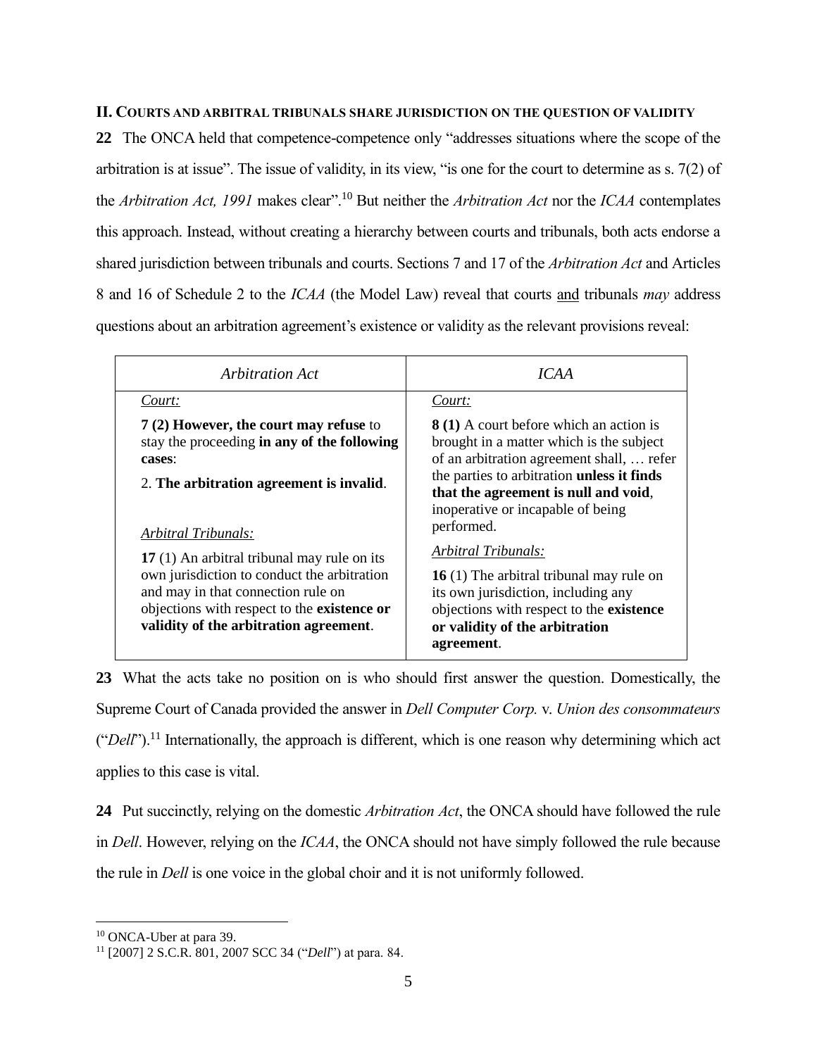## II. Courts and arbitral tribunals share jurisdiction on the question of validity

**22** The ONCA held that competence-competence only "addresses situations where the scope of the arbitration is at issue". The issue of validity, in its view, "is one for the court to determine as s. 7(2) of the *Arbitration Act, 1991* makes clear".[10] But neither the *Arbitration Act* nor the *ICAA* contemplates this approach. Instead, without creating a hierarchy between courts and tribunals, both acts endorse a shared jurisdiction between tribunals and courts. Sections 7 and 17 of the *Arbitration Act* and Articles 8 and 16 of Schedule 2 to the *ICAA* (the Model Law) reveal that courts <u>and</u> tribunals *may* address questions about an arbitration agreement's existence or validity as the relevant provisions reveal:

| *Arbitration Act* | *ICAA* |
|---|---|
| <u>*Court:*</u><br><br>**7 (2) However, the court may refuse** to stay the proceeding **in any of the following cases**:<br><br>2. **The arbitration agreement is invalid**.<br><br><u>*Arbitral Tribunals:*</u><br><br>**17** (1) An arbitral tribunal may rule on its own jurisdiction to conduct the arbitration and may in that connection rule on objections with respect to the **existence or validity of the arbitration agreement**. | <u>*Court:*</u><br><br>**8 (1)** A court before which an action is brought in a matter which is the subject of an arbitration agreement shall, … refer the parties to arbitration **unless it finds that the agreement is null and void**, inoperative or incapable of being performed.<br><br><u>*Arbitral Tribunals:*</u><br><br>**16** (1) The arbitral tribunal may rule on its own jurisdiction, including any objections with respect to the **existence or validity of the arbitration agreement**. |

**23** What the acts take no position on is who should first answer the question. Domestically, the Supreme Court of Canada provided the answer in *Dell Computer Corp.* v. *Union des consommateurs* ("*Dell*").[11] Internationally, the approach is different, which is one reason why determining which act applies to this case is vital.

**24** Put succinctly, relying on the domestic *Arbitration Act*, the ONCA should have followed the rule in *Dell*. However, relying on the *ICAA*, the ONCA should not have simply followed the rule because the rule in *Dell* is one voice in the global choir and it is not uniformly followed.

---

[10] ONCA-Uber at para 39.

[11] [2007] 2 S.C.R. 801, 2007 SCC 34 ("*Dell*") at para. 84.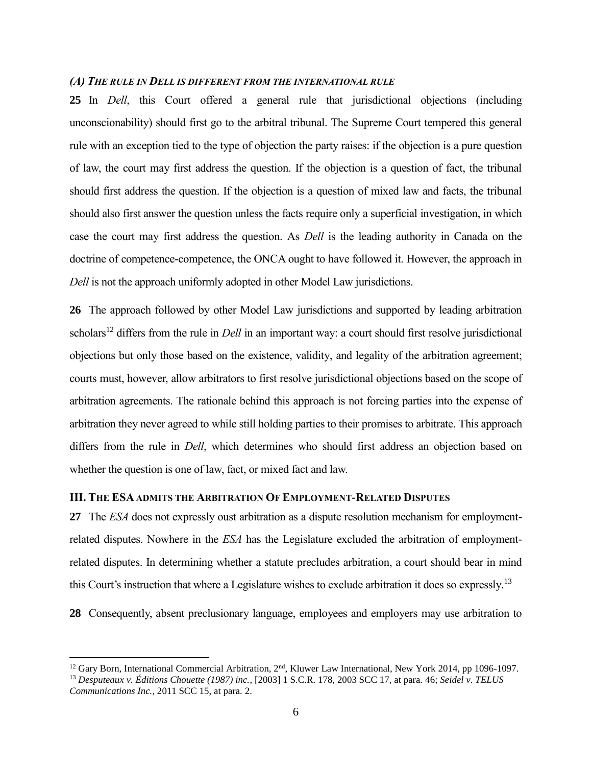### *(A) The rule in Dell is different from the international rule*

**25** In *Dell*, this Court offered a general rule that jurisdictional objections (including unconscionability) should first go to the arbitral tribunal. The Supreme Court tempered this general rule with an exception tied to the type of objection the party raises: if the objection is a pure question of law, the court may first address the question. If the objection is a question of fact, the tribunal should first address the question. If the objection is a question of mixed law and facts, the tribunal should also first answer the question unless the facts require only a superficial investigation, in which case the court may first address the question. As *Dell* is the leading authority in Canada on the doctrine of competence-competence, the ONCA ought to have followed it. However, the approach in *Dell* is not the approach uniformly adopted in other Model Law jurisdictions.

**26** The approach followed by other Model Law jurisdictions and supported by leading arbitration scholars[12] differs from the rule in *Dell* in an important way: a court should first resolve jurisdictional objections but only those based on the existence, validity, and legality of the arbitration agreement; courts must, however, allow arbitrators to first resolve jurisdictional objections based on the scope of arbitration agreements. The rationale behind this approach is not forcing parties into the expense of arbitration they never agreed to while still holding parties to their promises to arbitrate. This approach differs from the rule in *Dell*, which determines who should first address an objection based on whether the question is one of law, fact, or mixed fact and law.

## III. The ESA admits the Arbitration Of Employment-Related Disputes

**27** The *ESA* does not expressly oust arbitration as a dispute resolution mechanism for employment-related disputes. Nowhere in the *ESA* has the Legislature excluded the arbitration of employment-related disputes. In determining whether a statute precludes arbitration, a court should bear in mind this Court's instruction that where a Legislature wishes to exclude arbitration it does so expressly.[13]

**28** Consequently, absent preclusionary language, employees and employers may use arbitration to

---

[12] Gary Born, International Commercial Arbitration, 2nd, Kluwer Law International, New York 2014, pp 1096-1097.

[13] *Desputeaux v. Éditions Chouette (1987) inc.*, [2003] 1 S.C.R. 178, 2003 SCC 17, at para. 46; *Seidel v. TELUS Communications Inc.*, 2011 SCC 15, at para. 2.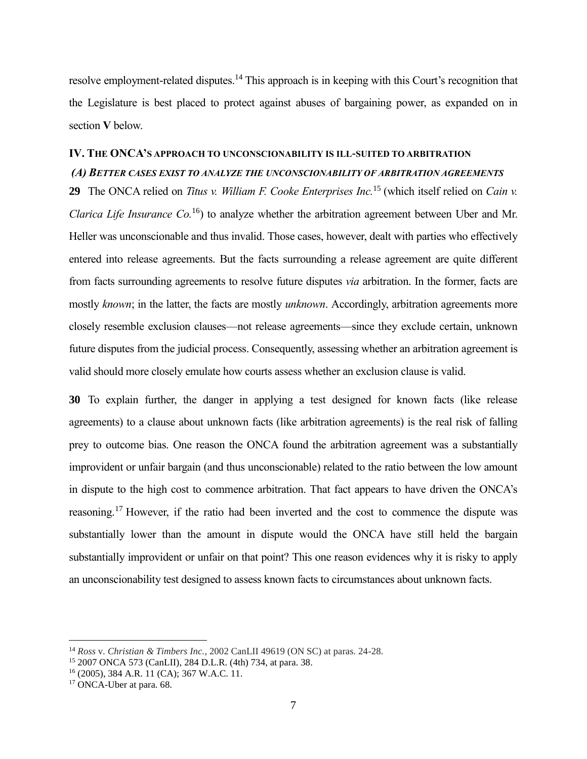resolve employment-related disputes.[14] This approach is in keeping with this Court's recognition that the Legislature is best placed to protect against abuses of bargaining power, as expanded on in section **V** below.

## IV. THE ONCA'S APPROACH TO UNCONSCIONABILITY IS ILL-SUITED TO ARBITRATION

### *(A) BETTER CASES EXIST TO ANALYZE THE UNCONSCIONABILITY OF ARBITRATION AGREEMENTS*

**29** The ONCA relied on *Titus v. William F. Cooke Enterprises Inc.*[15] (which itself relied on *Cain v. Clarica Life Insurance Co.*[16]) to analyze whether the arbitration agreement between Uber and Mr. Heller was unconscionable and thus invalid. Those cases, however, dealt with parties who effectively entered into release agreements. But the facts surrounding a release agreement are quite different from facts surrounding agreements to resolve future disputes *via* arbitration. In the former, facts are mostly *known*; in the latter, the facts are mostly *unknown*. Accordingly, arbitration agreements more closely resemble exclusion clauses—not release agreements—since they exclude certain, unknown future disputes from the judicial process. Consequently, assessing whether an arbitration agreement is valid should more closely emulate how courts assess whether an exclusion clause is valid.

**30** To explain further, the danger in applying a test designed for known facts (like release agreements) to a clause about unknown facts (like arbitration agreements) is the real risk of falling prey to outcome bias. One reason the ONCA found the arbitration agreement was a substantially improvident or unfair bargain (and thus unconscionable) related to the ratio between the low amount in dispute to the high cost to commence arbitration. That fact appears to have driven the ONCA's reasoning.[17] However, if the ratio had been inverted and the cost to commence the dispute was substantially lower than the amount in dispute would the ONCA have still held the bargain substantially improvident or unfair on that point? This one reason evidences why it is risky to apply an unconscionability test designed to assess known facts to circumstances about unknown facts.

---

[14] *Ross* v. *Christian & Timbers Inc.*, 2002 CanLII 49619 (ON SC) at paras. 24-28.

[15] 2007 ONCA 573 (CanLII), 284 D.L.R. (4th) 734, at para. 38.

[16] (2005), 384 A.R. 11 (CA); 367 W.A.C. 11.

[17] ONCA-Uber at para. 68.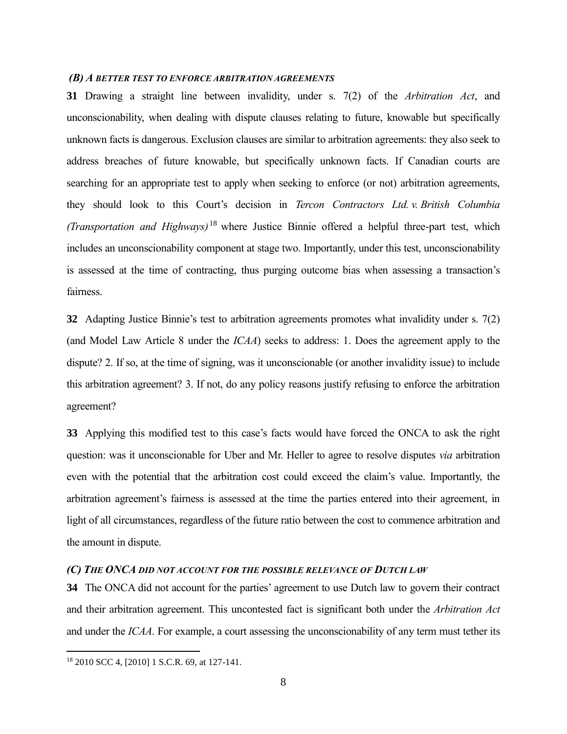### *(B) A BETTER TEST TO ENFORCE ARBITRATION AGREEMENTS*

**31** Drawing a straight line between invalidity, under s. 7(2) of the *Arbitration Act*, and unconscionability, when dealing with dispute clauses relating to future, knowable but specifically unknown facts is dangerous. Exclusion clauses are similar to arbitration agreements: they also seek to address breaches of future knowable, but specifically unknown facts. If Canadian courts are searching for an appropriate test to apply when seeking to enforce (or not) arbitration agreements, they should look to this Court's decision in *Tercon Contractors Ltd. v. British Columbia (Transportation and Highways)*[18] where Justice Binnie offered a helpful three-part test, which includes an unconscionability component at stage two. Importantly, under this test, unconscionability is assessed at the time of contracting, thus purging outcome bias when assessing a transaction's fairness.

**32** Adapting Justice Binnie's test to arbitration agreements promotes what invalidity under s. 7(2) (and Model Law Article 8 under the *ICAA*) seeks to address: 1. Does the agreement apply to the dispute? 2. If so, at the time of signing, was it unconscionable (or another invalidity issue) to include this arbitration agreement? 3. If not, do any policy reasons justify refusing to enforce the arbitration agreement?

**33** Applying this modified test to this case's facts would have forced the ONCA to ask the right question: was it unconscionable for Uber and Mr. Heller to agree to resolve disputes *via* arbitration even with the potential that the arbitration cost could exceed the claim's value. Importantly, the arbitration agreement's fairness is assessed at the time the parties entered into their agreement, in light of all circumstances, regardless of the future ratio between the cost to commence arbitration and the amount in dispute.

### *(C) THE ONCA DID NOT ACCOUNT FOR THE POSSIBLE RELEVANCE OF DUTCH LAW*

**34** The ONCA did not account for the parties' agreement to use Dutch law to govern their contract and their arbitration agreement. This uncontested fact is significant both under the *Arbitration Act* and under the *ICAA*. For example, a court assessing the unconscionability of any term must tether its

---

[18] 2010 SCC 4, [2010] 1 S.C.R. 69, at 127-141.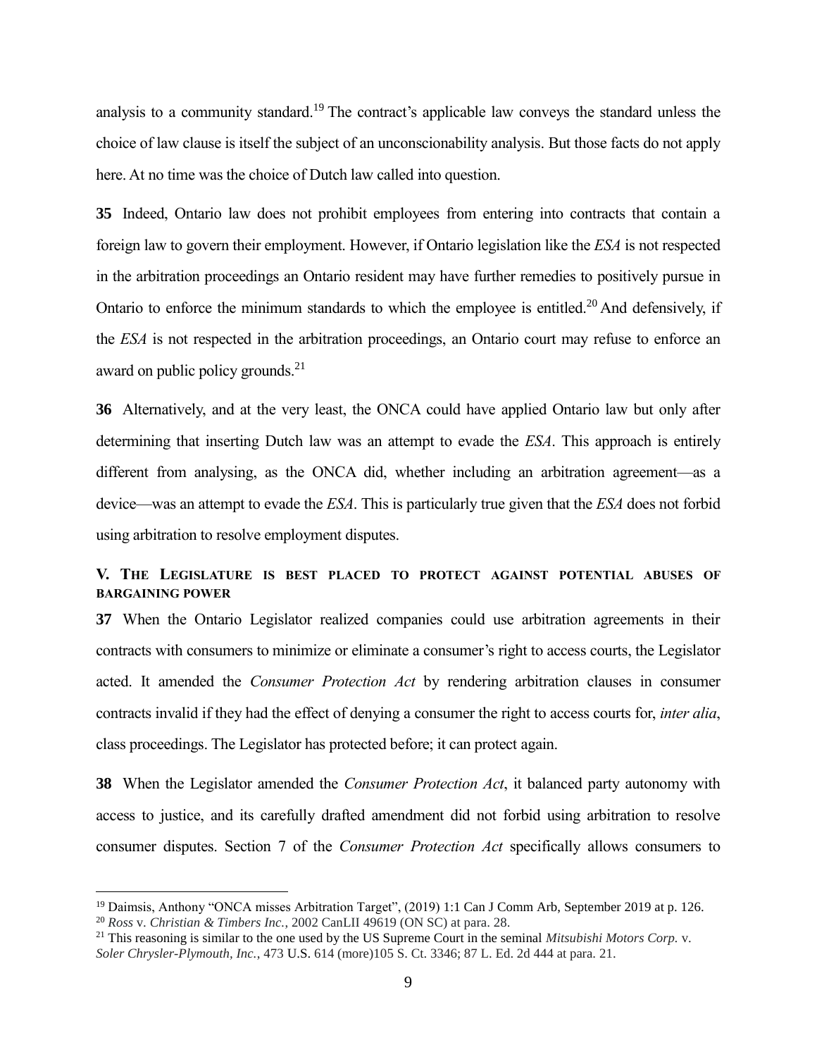analysis to a community standard.[19] The contract's applicable law conveys the standard unless the choice of law clause is itself the subject of an unconscionability analysis. But those facts do not apply here. At no time was the choice of Dutch law called into question.

**35** Indeed, Ontario law does not prohibit employees from entering into contracts that contain a foreign law to govern their employment. However, if Ontario legislation like the *ESA* is not respected in the arbitration proceedings an Ontario resident may have further remedies to positively pursue in Ontario to enforce the minimum standards to which the employee is entitled.[20] And defensively, if the *ESA* is not respected in the arbitration proceedings, an Ontario court may refuse to enforce an award on public policy grounds.[21]

**36** Alternatively, and at the very least, the ONCA could have applied Ontario law but only after determining that inserting Dutch law was an attempt to evade the *ESA*. This approach is entirely different from analysing, as the ONCA did, whether including an arbitration agreement—as a device—was an attempt to evade the *ESA*. This is particularly true given that the *ESA* does not forbid using arbitration to resolve employment disputes.

## V. The Legislature is best placed to protect against potential abuses of bargaining power

**37** When the Ontario Legislator realized companies could use arbitration agreements in their contracts with consumers to minimize or eliminate a consumer's right to access courts, the Legislator acted. It amended the *Consumer Protection Act* by rendering arbitration clauses in consumer contracts invalid if they had the effect of denying a consumer the right to access courts for, *inter alia*, class proceedings. The Legislator has protected before; it can protect again.

**38** When the Legislator amended the *Consumer Protection Act*, it balanced party autonomy with access to justice, and its carefully drafted amendment did not forbid using arbitration to resolve consumer disputes. Section 7 of the *Consumer Protection Act* specifically allows consumers to

---

[19] Daimsis, Anthony "ONCA misses Arbitration Target", (2019) 1:1 Can J Comm Arb, September 2019 at p. 126.

[20] *Ross* v. *Christian & Timbers Inc.*, 2002 CanLII 49619 (ON SC) at para. 28.

[21] This reasoning is similar to the one used by the US Supreme Court in the seminal *Mitsubishi Motors Corp.* v. *Soler Chrysler-Plymouth, Inc.*, 473 U.S. 614 (more)105 S. Ct. 3346; 87 L. Ed. 2d 444 at para. 21.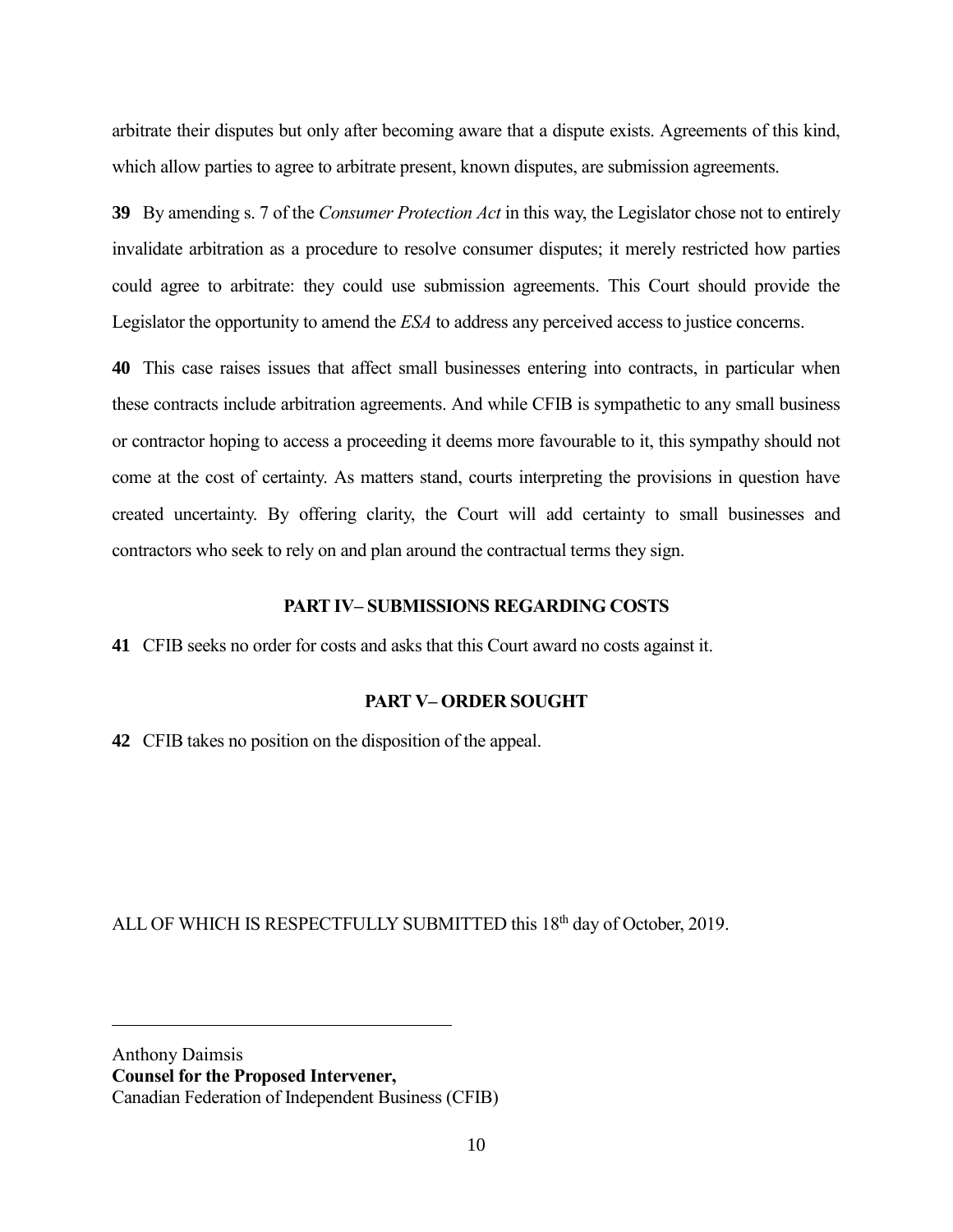arbitrate their disputes but only after becoming aware that a dispute exists. Agreements of this kind, which allow parties to agree to arbitrate present, known disputes, are submission agreements.

**39** By amending s. 7 of the *Consumer Protection Act* in this way, the Legislator chose not to entirely invalidate arbitration as a procedure to resolve consumer disputes; it merely restricted how parties could agree to arbitrate: they could use submission agreements. This Court should provide the Legislator the opportunity to amend the *ESA* to address any perceived access to justice concerns.

**40** This case raises issues that affect small businesses entering into contracts, in particular when these contracts include arbitration agreements. And while CFIB is sympathetic to any small business or contractor hoping to access a proceeding it deems more favourable to it, this sympathy should not come at the cost of certainty. As matters stand, courts interpreting the provisions in question have created uncertainty. By offering clarity, the Court will add certainty to small businesses and contractors who seek to rely on and plan around the contractual terms they sign.

## PART IV– SUBMISSIONS REGARDING COSTS

**41** CFIB seeks no order for costs and asks that this Court award no costs against it.

## PART V– ORDER SOUGHT

**42** CFIB takes no position on the disposition of the appeal.

ALL OF WHICH IS RESPECTFULLY SUBMITTED this 18th day of October, 2019.

---

Anthony Daimsis
**Counsel for the Proposed Intervener,**
Canadian Federation of Independent Business (CFIB)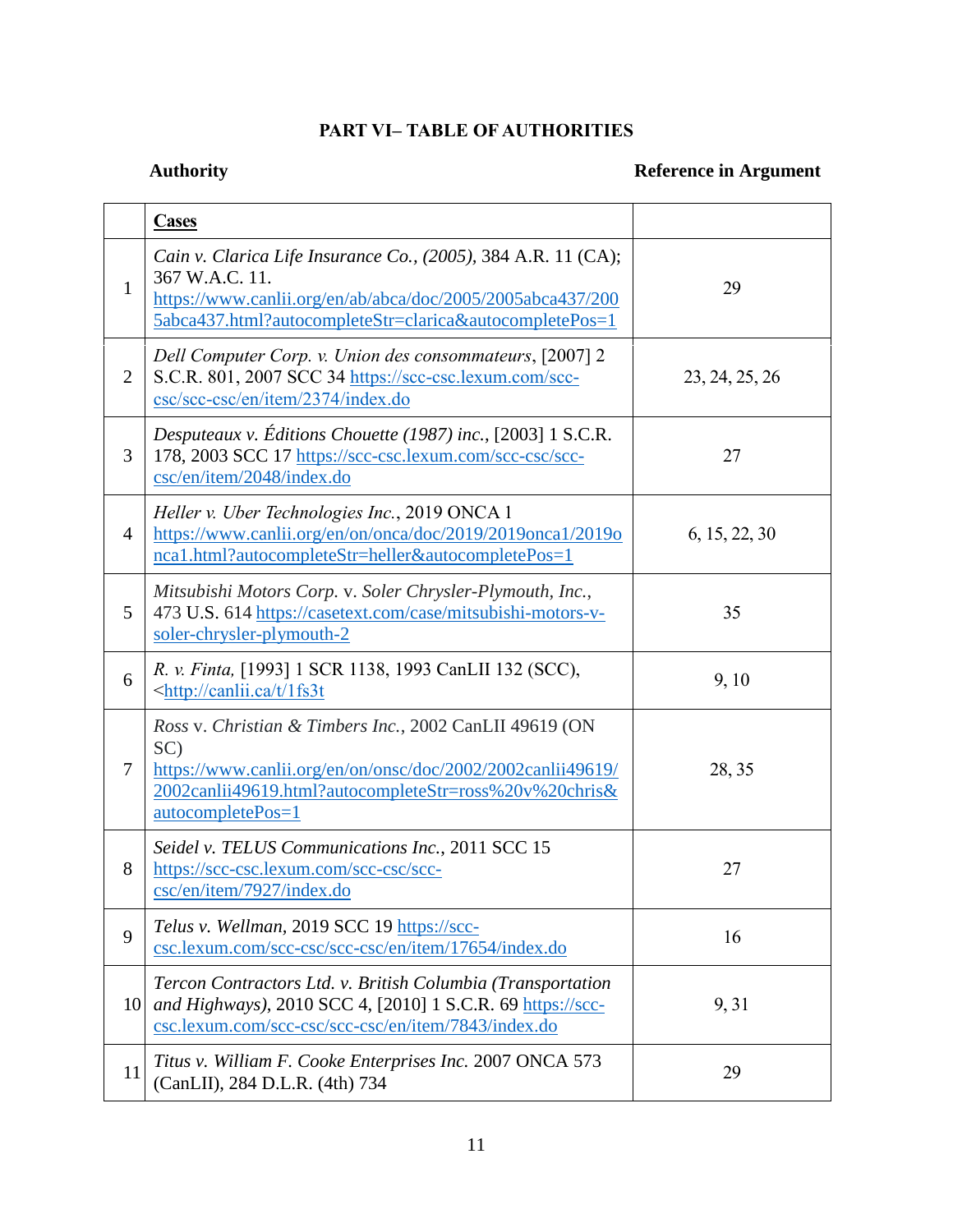## PART VI– TABLE OF AUTHORITIES

| | Authority | Reference in Argument |
|---|---|---|
| | **Cases** | |
| 1 | *Cain v. Clarica Life Insurance Co., (2005),* 384 A.R. 11 (CA); 367 W.A.C. 11. https://www.canlii.org/en/ab/abca/doc/2005/2005abca437/2005abca437.html?autocompleteStr=clarica&autocompletePos=1 | 29 |
| 2 | *Dell Computer Corp. v. Union des consommateurs*, [2007] 2 S.C.R. 801, 2007 SCC 34 https://scc-csc.lexum.com/scc-csc/scc-csc/en/item/2374/index.do | 23, 24, 25, 26 |
| 3 | *Desputeaux v. Éditions Chouette (1987) inc.*, [2003] 1 S.C.R. 178, 2003 SCC 17 https://scc-csc.lexum.com/scc-csc/scc-csc/en/item/2048/index.do | 27 |
| 4 | *Heller v. Uber Technologies Inc.*, 2019 ONCA 1 https://www.canlii.org/en/on/onca/doc/2019/2019onca1/2019onca1.html?autocompleteStr=heller&autocompletePos=1 | 6, 15, 22, 30 |
| 5 | *Mitsubishi Motors Corp.* v. *Soler Chrysler-Plymouth, Inc.*, 473 U.S. 614 https://casetext.com/case/mitsubishi-motors-v-soler-chrysler-plymouth-2 | 35 |
| 6 | *R. v. Finta,* [1993] 1 SCR 1138, 1993 CanLII 132 (SCC), <http://canlii.ca/t/1fs3t | 9, 10 |
| 7 | *Ross* v. *Christian & Timbers Inc.*, 2002 CanLII 49619 (ON SC) https://www.canlii.org/en/on/onsc/doc/2002/2002canlii49619/2002canlii49619.html?autocompleteStr=ross%20v%20chris&autocompletePos=1 | 28, 35 |
| 8 | *Seidel v. TELUS Communications Inc.*, 2011 SCC 15 https://scc-csc.lexum.com/scc-csc/scc-csc/en/item/7927/index.do | 27 |
| 9 | *Telus v. Wellman*, 2019 SCC 19 https://scc-csc.lexum.com/scc-csc/scc-csc/en/item/17654/index.do | 16 |
| 10 | *Tercon Contractors Ltd. v. British Columbia (Transportation and Highways)*, 2010 SCC 4, [2010] 1 S.C.R. 69 https://scc-csc.lexum.com/scc-csc/scc-csc/en/item/7843/index.do | 9, 31 |
| 11 | *Titus v. William F. Cooke Enterprises Inc.* 2007 ONCA 573 (CanLII), 284 D.L.R. (4th) 734 | 29 |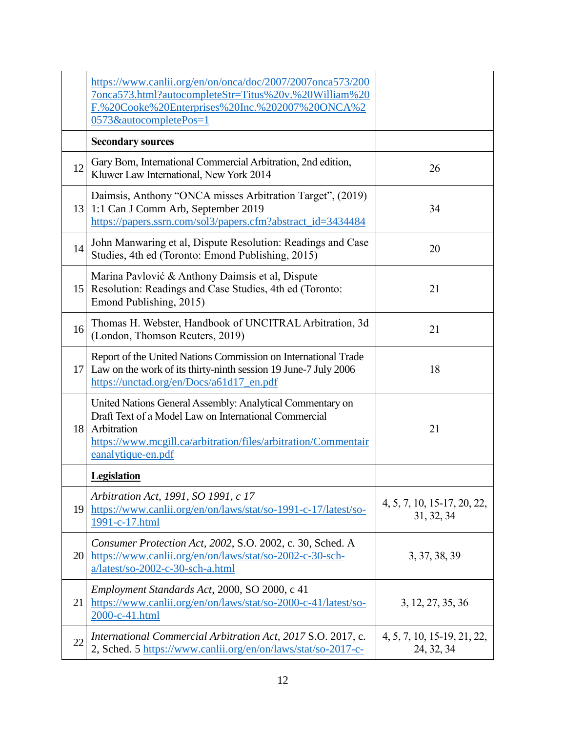| | | |
|---|---|---|
| | https://www.canlii.org/en/on/onca/doc/2007/2007onca573/2007onca573.html?autocompleteStr=Titus%20v.%20William%20F.%20Cooke%20Enterprises%20Inc.%202007%20ONCA%200573&autocompletePos=1 | |
| | **Secondary sources** | |
| 12 | Gary Born, International Commercial Arbitration, 2nd edition, Kluwer Law International, New York 2014 | 26 |
| 13 | Daimsis, Anthony "ONCA misses Arbitration Target", (2019) 1:1 Can J Comm Arb, September 2019 https://papers.ssrn.com/sol3/papers.cfm?abstract_id=3434484 | 34 |
| 14 | John Manwaring et al, Dispute Resolution: Readings and Case Studies, 4th ed (Toronto: Emond Publishing, 2015) | 20 |
| 15 | Marina Pavlović & Anthony Daimsis et al, Dispute Resolution: Readings and Case Studies, 4th ed (Toronto: Emond Publishing, 2015) | 21 |
| 16 | Thomas H. Webster, Handbook of UNCITRAL Arbitration, 3d (London, Thomson Reuters, 2019) | 21 |
| 17 | Report of the United Nations Commission on International Trade Law on the work of its thirty-ninth session 19 June-7 July 2006 https://unctad.org/en/Docs/a61d17_en.pdf | 18 |
| 18 | United Nations General Assembly: Analytical Commentary on Draft Text of a Model Law on International Commercial Arbitration https://www.mcgill.ca/arbitration/files/arbitration/Commentaireanalytique-en.pdf | 21 |
| | **Legislation** | |
| 19 | *Arbitration Act, 1991, SO 1991, c 17* https://www.canlii.org/en/on/laws/stat/so-1991-c-17/latest/so-1991-c-17.html | 4, 5, 7, 10, 15-17, 20, 22, 31, 32, 34 |
| 20 | *Consumer Protection Act, 2002,* S.O. 2002, c. 30, Sched. A https://www.canlii.org/en/on/laws/stat/so-2002-c-30-sch-a/latest/so-2002-c-30-sch-a.html | 3, 37, 38, 39 |
| 21 | *Employment Standards Act*, 2000, SO 2000, c 41 https://www.canlii.org/en/on/laws/stat/so-2000-c-41/latest/so-2000-c-41.html | 3, 12, 27, 35, 36 |
| 22 | *International Commercial Arbitration Act, 2017* S.O. 2017, c. 2, Sched. 5 https://www.canlii.org/en/on/laws/stat/so-2017-c- | 4, 5, 7, 10, 15-19, 21, 22, 24, 32, 34 |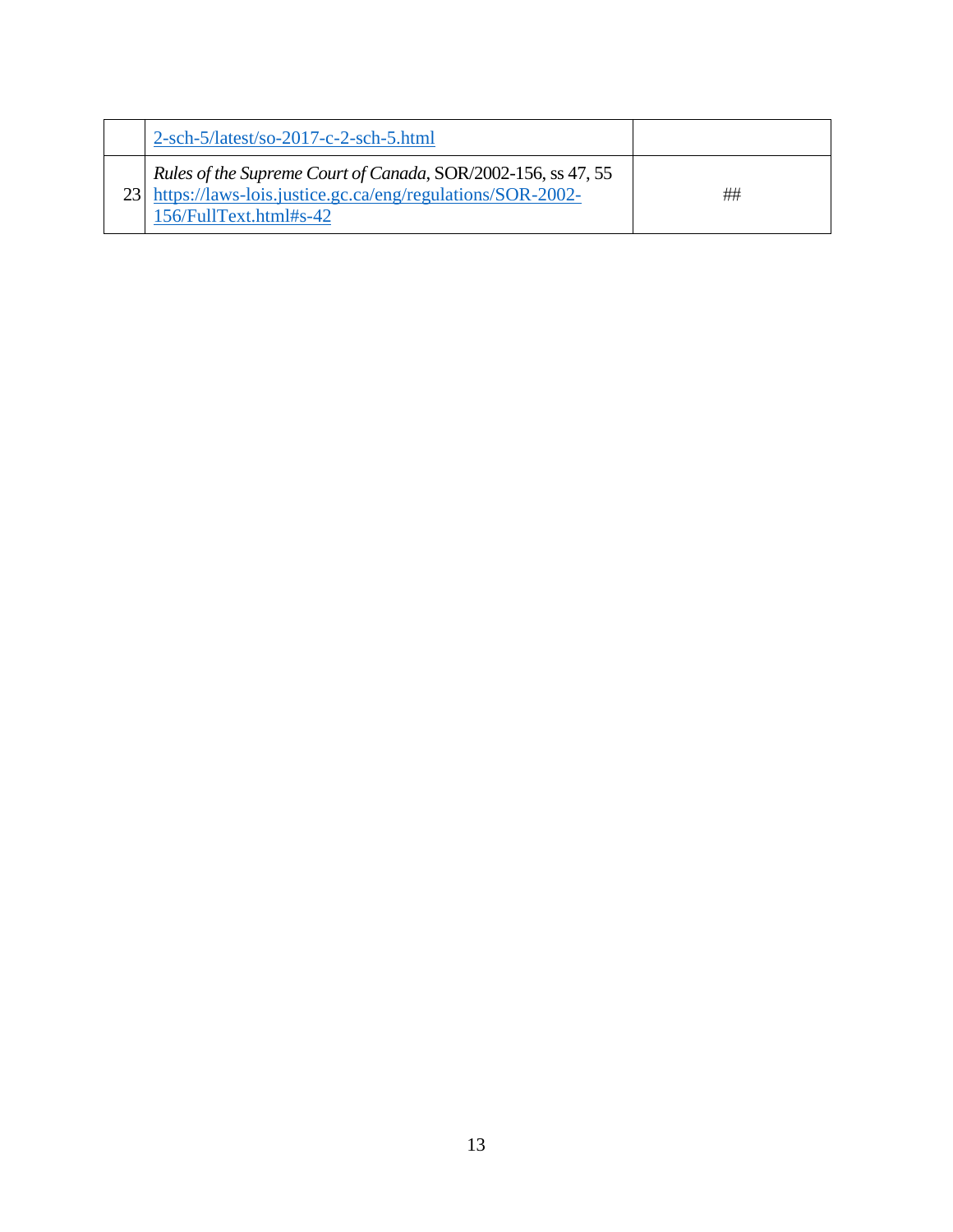| | | |
|---|---|---|
| | 2-sch-5/latest/so-2017-c-2-sch-5.html | |
| 23 | *Rules of the Supreme Court of Canada*, SOR/2002-156, ss 47, 55 https://laws-lois.justice.gc.ca/eng/regulations/SOR-2002-156/FullText.html#s-42 | ## |